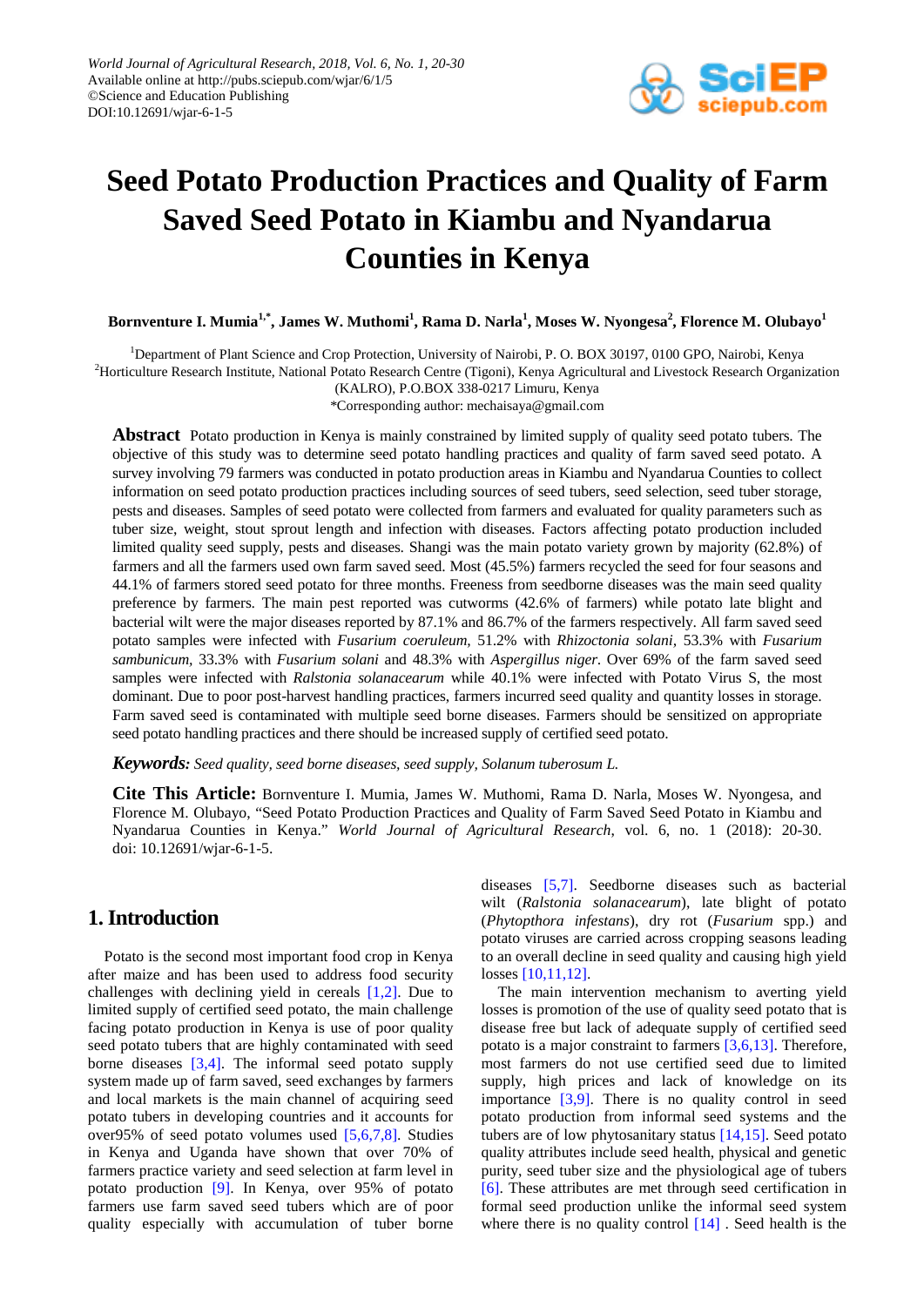# Seed Potato Production Practices and Quality of Farm Saved Seed Potato in Kiambu and Nyandarua Counties in Kenya

**Bornventure I. Mumia[1,*], James W. Muthomi[1], Rama D. Narla[1], Moses W. Nyongesa[2], Florence M. Olubayo[1]**

[1]Department of Plant Science and Crop Protection, University of Nairobi, P. O. BOX 30197, 0100 GPO, Nairobi, Kenya
[2]Horticulture Research Institute, National Potato Research Centre (Tigoni), Kenya Agricultural and Livestock Research Organization (KALRO), P.O.BOX 338-0217 Limuru, Kenya
*Corresponding author: mechaisaya@gmail.com

**Abstract** Potato production in Kenya is mainly constrained by limited supply of quality seed potato tubers. The objective of this study was to determine seed potato handling practices and quality of farm saved seed potato. A survey involving 79 farmers was conducted in potato production areas in Kiambu and Nyandarua Counties to collect information on seed potato production practices including sources of seed tubers, seed selection, seed tuber storage, pests and diseases. Samples of seed potato were collected from farmers and evaluated for quality parameters such as tuber size, weight, stout sprout length and infection with diseases. Factors affecting potato production included limited quality seed supply, pests and diseases. Shangi was the main potato variety grown by majority (62.8%) of farmers and all the farmers used own farm saved seed. Most (45.5%) farmers recycled the seed for four seasons and 44.1% of farmers stored seed potato for three months. Freeness from seedborne diseases was the main seed quality preference by farmers. The main pest reported was cutworms (42.6% of farmers) while potato late blight and bacterial wilt were the major diseases reported by 87.1% and 86.7% of the farmers respectively. All farm saved seed potato samples were infected with *Fusarium coeruleum,* 51.2% with *Rhizoctonia solani,* 53.3% with *Fusarium sambunicum*, 33.3% with *Fusarium solani* and 48.3% with *Aspergillus niger*. Over 69% of the farm saved seed samples were infected with *Ralstonia solanacearum* while 40.1% were infected with Potato Virus S, the most dominant. Due to poor post-harvest handling practices, farmers incurred seed quality and quantity losses in storage. Farm saved seed is contaminated with multiple seed borne diseases. Farmers should be sensitized on appropriate seed potato handling practices and there should be increased supply of certified seed potato.

***Keywords:*** *Seed quality, seed borne diseases, seed supply, Solanum tuberosum L.*

**Cite This Article:** Bornventure I. Mumia, James W. Muthomi, Rama D. Narla, Moses W. Nyongesa, and Florence M. Olubayo, "Seed Potato Production Practices and Quality of Farm Saved Seed Potato in Kiambu and Nyandarua Counties in Kenya." *World Journal of Agricultural Research*, vol. 6, no. 1 (2018): 20-30. doi: 10.12691/wjar-6-1-5.

## 1. Introduction

Potato is the second most important food crop in Kenya after maize and has been used to address food security challenges with declining yield in cereals [1,2]. Due to limited supply of certified seed potato, the main challenge facing potato production in Kenya is use of poor quality seed potato tubers that are highly contaminated with seed borne diseases [3,4]. The informal seed potato supply system made up of farm saved, seed exchanges by farmers and local markets is the main channel of acquiring seed potato tubers in developing countries and it accounts for over95% of seed potato volumes used [5,6,7,8]. Studies in Kenya and Uganda have shown that over 70% of farmers practice variety and seed selection at farm level in potato production [9]. In Kenya, over 95% of potato farmers use farm saved seed tubers which are of poor quality especially with accumulation of tuber borne diseases [5,7]. Seedborne diseases such as bacterial wilt (*Ralstonia solanacearum*), late blight of potato (*Phytopthora infestans*), dry rot (*Fusarium* spp.) and potato viruses are carried across cropping seasons leading to an overall decline in seed quality and causing high yield losses [10,11,12].

The main intervention mechanism to averting yield losses is promotion of the use of quality seed potato that is disease free but lack of adequate supply of certified seed potato is a major constraint to farmers [3,6,13]. Therefore, most farmers do not use certified seed due to limited supply, high prices and lack of knowledge on its importance [3,9]. There is no quality control in seed potato production from informal seed systems and the tubers are of low phytosanitary status [14,15]. Seed potato quality attributes include seed health, physical and genetic purity, seed tuber size and the physiological age of tubers [6]. These attributes are met through seed certification in formal seed production unlike the informal seed system where there is no quality control [14] . Seed health is the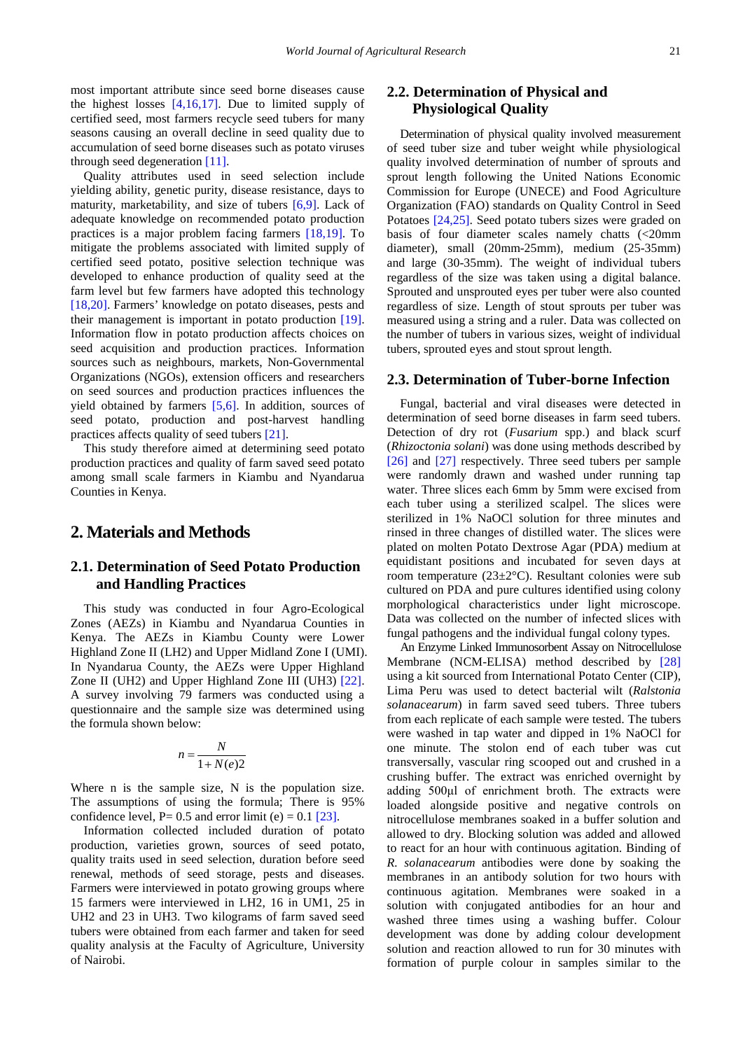most important attribute since seed borne diseases cause the highest losses [4,16,17]. Due to limited supply of certified seed, most farmers recycle seed tubers for many seasons causing an overall decline in seed quality due to accumulation of seed borne diseases such as potato viruses through seed degeneration [11].

Quality attributes used in seed selection include yielding ability, genetic purity, disease resistance, days to maturity, marketability, and size of tubers [6,9]. Lack of adequate knowledge on recommended potato production practices is a major problem facing farmers [18,19]. To mitigate the problems associated with limited supply of certified seed potato, positive selection technique was developed to enhance production of quality seed at the farm level but few farmers have adopted this technology [18,20]. Farmers' knowledge on potato diseases, pests and their management is important in potato production [19]. Information flow in potato production affects choices on seed acquisition and production practices. Information sources such as neighbours, markets, Non-Governmental Organizations (NGOs), extension officers and researchers on seed sources and production practices influences the yield obtained by farmers [5,6]. In addition, sources of seed potato, production and post-harvest handling practices affects quality of seed tubers [21].

This study therefore aimed at determining seed potato production practices and quality of farm saved seed potato among small scale farmers in Kiambu and Nyandarua Counties in Kenya.

# 2. Materials and Methods

## 2.1. Determination of Seed Potato Production and Handling Practices

This study was conducted in four Agro-Ecological Zones (AEZs) in Kiambu and Nyandarua Counties in Kenya. The AEZs in Kiambu County were Lower Highland Zone II (LH2) and Upper Midland Zone I (UMI). In Nyandarua County, the AEZs were Upper Highland Zone II (UH2) and Upper Highland Zone III (UH3) [22]. A survey involving 79 farmers was conducted using a questionnaire and the sample size was determined using the formula shown below:

$$n = \frac{N}{1 + N(e)2}$$

Where n is the sample size, N is the population size. The assumptions of using the formula; There is 95% confidence level, P= 0.5 and error limit (e) = 0.1 [23].

Information collected included duration of potato production, varieties grown, sources of seed potato, quality traits used in seed selection, duration before seed renewal, methods of seed storage, pests and diseases. Farmers were interviewed in potato growing groups where 15 farmers were interviewed in LH2, 16 in UM1, 25 in UH2 and 23 in UH3. Two kilograms of farm saved seed tubers were obtained from each farmer and taken for seed quality analysis at the Faculty of Agriculture, University of Nairobi.

## 2.2. Determination of Physical and Physiological Quality

Determination of physical quality involved measurement of seed tuber size and tuber weight while physiological quality involved determination of number of sprouts and sprout length following the United Nations Economic Commission for Europe (UNECE) and Food Agriculture Organization (FAO) standards on Quality Control in Seed Potatoes [24,25]. Seed potato tubers sizes were graded on basis of four diameter scales namely chatts (<20mm diameter), small (20mm-25mm), medium (25-35mm) and large (30-35mm). The weight of individual tubers regardless of the size was taken using a digital balance. Sprouted and unsprouted eyes per tuber were also counted regardless of size. Length of stout sprouts per tuber was measured using a string and a ruler. Data was collected on the number of tubers in various sizes, weight of individual tubers, sprouted eyes and stout sprout length.

## 2.3. Determination of Tuber-borne Infection

Fungal, bacterial and viral diseases were detected in determination of seed borne diseases in farm seed tubers. Detection of dry rot (*Fusarium* spp.) and black scurf (*Rhizoctonia solani*) was done using methods described by [26] and [27] respectively. Three seed tubers per sample were randomly drawn and washed under running tap water. Three slices each 6mm by 5mm were excised from each tuber using a sterilized scalpel. The slices were sterilized in 1% NaOCl solution for three minutes and rinsed in three changes of distilled water. The slices were plated on molten Potato Dextrose Agar (PDA) medium at equidistant positions and incubated for seven days at room temperature (23±2°C). Resultant colonies were sub cultured on PDA and pure cultures identified using colony morphological characteristics under light microscope. Data was collected on the number of infected slices with fungal pathogens and the individual fungal colony types.

An Enzyme Linked Immunosorbent Assay on Nitrocellulose Membrane (NCM-ELISA) method described by [28] using a kit sourced from International Potato Center (CIP), Lima Peru was used to detect bacterial wilt (*Ralstonia solanacearum*) in farm saved seed tubers. Three tubers from each replicate of each sample were tested. The tubers were washed in tap water and dipped in 1% NaOCl for one minute. The stolon end of each tuber was cut transversally, vascular ring scooped out and crushed in a crushing buffer. The extract was enriched overnight by adding 500μl of enrichment broth. The extracts were loaded alongside positive and negative controls on nitrocellulose membranes soaked in a buffer solution and allowed to dry. Blocking solution was added and allowed to react for an hour with continuous agitation. Binding of *R. solanacearum* antibodies were done by soaking the membranes in an antibody solution for two hours with continuous agitation. Membranes were soaked in a solution with conjugated antibodies for an hour and washed three times using a washing buffer. Colour development was done by adding colour development solution and reaction allowed to run for 30 minutes with formation of purple colour in samples similar to the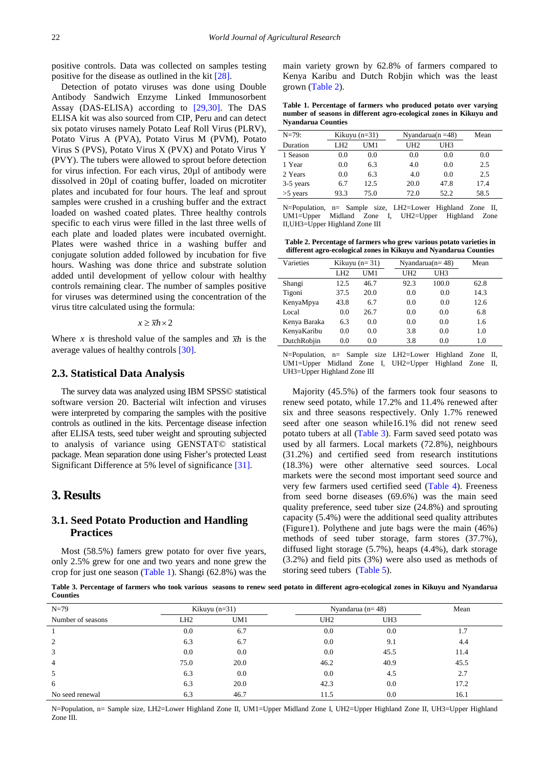positive controls. Data was collected on samples testing positive for the disease as outlined in the kit [28].

Detection of potato viruses was done using Double Antibody Sandwich Enzyme Linked Immunosorbent Assay (DAS-ELISA) according to [29,30]. The DAS ELISA kit was also sourced from CIP, Peru and can detect six potato viruses namely Potato Leaf Roll Virus (PLRV), Potato Virus A (PVA), Potato Virus M (PVM), Potato Virus S (PVS), Potato Virus X (PVX) and Potato Virus Y (PVY). The tubers were allowed to sprout before detection for virus infection. For each virus, 20µl of antibody were dissolved in 20µl of coating buffer, loaded on microtiter plates and incubated for four hours. The leaf and sprout samples were crushed in a crushing buffer and the extract loaded on washed coated plates. Three healthy controls specific to each virus were filled in the last three wells of each plate and loaded plates were incubated overnight. Plates were washed thrice in a washing buffer and conjugate solution added followed by incubation for five hours. Washing was done thrice and substrate solution added until development of yellow colour with healthy controls remaining clear. The number of samples positive for viruses was determined using the concentration of the virus titre calculated using the formula:

$$x \geq \overline{x}h \times 2$$

Where $x$ is threshold value of the samples and $\overline{x}h$ is the average values of healthy controls [30].

## 2.3. Statistical Data Analysis

The survey data was analyzed using IBM SPSS© statistical software version 20. Bacterial wilt infection and viruses were interpreted by comparing the samples with the positive controls as outlined in the kits. Percentage disease infection after ELISA tests, seed tuber weight and sprouting subjected to analysis of variance using GENSTAT© statistical package. Mean separation done using Fisher's protected Least Significant Difference at 5% level of significance [31].

# 3. Results

## 3.1. Seed Potato Production and Handling Practices

Most (58.5%) famers grew potato for over five years, only 2.5% grew for one and two years and none grew the crop for just one season (Table 1). Shangi (62.8%) was the main variety grown by 62.8% of farmers compared to Kenya Karibu and Dutch Robjin which was the least grown (Table 2).

**Table 1. Percentage of farmers who produced potato over varying number of seasons in different agro-ecological zones in Kikuyu and Nyandarua Counties**

| N=79: | Kikuyu (n=31) | | Nyandarua(n =48) | | Mean |
|---|---|---|---|---|---|
| Duration | LH2 | UM1 | UH2 | UH3 | |
| 1 Season | 0.0 | 0.0 | 0.0 | 0.0 | 0.0 |
| 1 Year | 0.0 | 6.3 | 4.0 | 0.0 | 2.5 |
| 2 Years | 0.0 | 6.3 | 4.0 | 0.0 | 2.5 |
| 3-5 years | 6.7 | 12.5 | 20.0 | 47.8 | 17.4 |
| >5 years | 93.3 | 75.0 | 72.0 | 52.2 | 58.5 |

N=Population, n= Sample size, LH2=Lower Highland Zone II, UM1=Upper Midland Zone I, UH2=Upper Highland Zone II,UH3=Upper Highland Zone III

**Table 2. Percentage of farmers who grew various potato varieties in different agro-ecological zones in Kikuyu and Nyandarua Counties**

| Varieties | Kikuyu (n= 31) | | Nyandarua(n= 48) | | Mean |
|---|---|---|---|---|---|
| | LH2 | UM1 | UH2 | UH3 | |
| Shangi | 12.5 | 46.7 | 92.3 | 100.0 | 62.8 |
| Tigoni | 37.5 | 20.0 | 0.0 | 0.0 | 14.3 |
| KenyaMpya | 43.8 | 6.7 | 0.0 | 0.0 | 12.6 |
| Local | 0.0 | 26.7 | 0.0 | 0.0 | 6.8 |
| Kenya Baraka | 6.3 | 0.0 | 0.0 | 0.0 | 1.6 |
| KenyaKaribu | 0.0 | 0.0 | 3.8 | 0.0 | 1.0 |
| DutchRobjin | 0.0 | 0.0 | 3.8 | 0.0 | 1.0 |

N=Population, n= Sample size LH2=Lower Highland Zone II, UM1=Upper Midland Zone I, UH2=Upper Highland Zone II, UH3=Upper Highland Zone III

Majority (45.5%) of the farmers took four seasons to renew seed potato, while 17.2% and 11.4% renewed after six and three seasons respectively. Only 1.7% renewed seed after one season while16.1% did not renew seed potato tubers at all (Table 3). Farm saved seed potato was used by all farmers. Local markets (72.8%), neighbours (31.2%) and certified seed from research institutions (18.3%) were other alternative seed sources. Local markets were the second most important seed source and very few farmers used certified seed (Table 4). Freeness from seed borne diseases (69.6%) was the main seed quality preference, seed tuber size (24.8%) and sprouting capacity (5.4%) were the additional seed quality attributes (Figure1). Polythene and jute bags were the main (46%) methods of seed tuber storage, farm stores (37.7%), diffused light storage (5.7%), heaps (4.4%), dark storage (3.2%) and field pits (3%) were also used as methods of storing seed tubers (Table 5).

**Table 3. Percentage of farmers who took various seasons to renew seed potato in different agro-ecological zones in Kikuyu and Nyandarua Counties**

| N=79 | Kikuyu (n=31) | | Nyandarua (n= 48) | | Mean |
|---|---|---|---|---|---|
| Number of seasons | LH2 | UM1 | UH2 | UH3 | |
| 1 | 0.0 | 6.7 | 0.0 | 0.0 | 1.7 |
| 2 | 6.3 | 6.7 | 0.0 | 9.1 | 4.4 |
| 3 | 0.0 | 0.0 | 0.0 | 45.5 | 11.4 |
| 4 | 75.0 | 20.0 | 46.2 | 40.9 | 45.5 |
| 5 | 6.3 | 0.0 | 0.0 | 4.5 | 2.7 |
| 6 | 6.3 | 20.0 | 42.3 | 0.0 | 17.2 |
| No seed renewal | 6.3 | 46.7 | 11.5 | 0.0 | 16.1 |

N=Population, n= Sample size, LH2=Lower Highland Zone II, UM1=Upper Midland Zone I, UH2=Upper Highland Zone II, UH3=Upper Highland Zone III.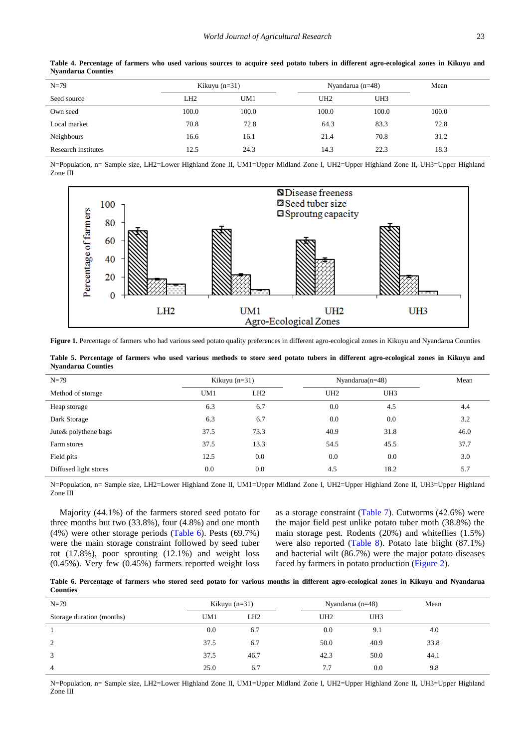**Table 4. Percentage of farmers who used various sources to acquire seed potato tubers in different agro-ecological zones in Kikuyu and Nyandarua Counties**

| N=79 | Kikuyu (n=31) | | Nyandarua (n=48) | | Mean |
|---|---|---|---|---|---|
| Seed source | LH2 | UM1 | UH2 | UH3 | |
| Own seed | 100.0 | 100.0 | 100.0 | 100.0 | 100.0 |
| Local market | 70.8 | 72.8 | 64.3 | 83.3 | 72.8 |
| Neighbours | 16.6 | 16.1 | 21.4 | 70.8 | 31.2 |
| Research institutes | 12.5 | 24.3 | 14.3 | 22.3 | 18.3 |

N=Population, n= Sample size, LH2=Lower Highland Zone II, UM1=Upper Midland Zone I, UH2=Upper Highland Zone II, UH3=Upper Highland Zone III

**Figure 1.** Percentage of farmers who had various seed potato quality preferences in different agro-ecological zones in Kikuyu and Nyandarua Counties

**Table 5. Percentage of farmers who used various methods to store seed potato tubers in different agro-ecological zones in Kikuyu and Nyandarua Counties**

| N=79 | Kikuyu (n=31) | | Nyandarua(n=48) | | Mean |
|---|---|---|---|---|---|
| Method of storage | UM1 | LH2 | UH2 | UH3 | |
| Heap storage | 6.3 | 6.7 | 0.0 | 4.5 | 4.4 |
| Dark Storage | 6.3 | 6.7 | 0.0 | 0.0 | 3.2 |
| Jute& polythene bags | 37.5 | 73.3 | 40.9 | 31.8 | 46.0 |
| Farm stores | 37.5 | 13.3 | 54.5 | 45.5 | 37.7 |
| Field pits | 12.5 | 0.0 | 0.0 | 0.0 | 3.0 |
| Diffused light stores | 0.0 | 0.0 | 4.5 | 18.2 | 5.7 |

N=Population, n= Sample size, LH2=Lower Highland Zone II, UM1=Upper Midland Zone I, UH2=Upper Highland Zone II, UH3=Upper Highland Zone III

Majority (44.1%) of the farmers stored seed potato for three months but two (33.8%), four (4.8%) and one month (4%) were other storage periods (Table 6). Pests (69.7%) were the main storage constraint followed by seed tuber rot (17.8%), poor sprouting (12.1%) and weight loss (0.45%). Very few (0.45%) farmers reported weight loss as a storage constraint (Table 7). Cutworms (42.6%) were the major field pest unlike potato tuber moth (38.8%) the main storage pest. Rodents (20%) and whiteflies (1.5%) were also reported (Table 8). Potato late blight (87.1%) and bacterial wilt (86.7%) were the major potato diseases faced by farmers in potato production (Figure 2).

**Table 6. Percentage of farmers who stored seed potato for various months in different agro-ecological zones in Kikuyu and Nyandarua Counties**

| N=79 | Kikuyu (n=31) | | Nyandarua (n=48) | | Mean |
|---|---|---|---|---|---|
| Storage duration (months) | UM1 | LH2 | UH2 | UH3 | |
| 1 | 0.0 | 6.7 | 0.0 | 9.1 | 4.0 |
| 2 | 37.5 | 6.7 | 50.0 | 40.9 | 33.8 |
| 3 | 37.5 | 46.7 | 42.3 | 50.0 | 44.1 |
| 4 | 25.0 | 6.7 | 7.7 | 0.0 | 9.8 |

N=Population, n= Sample size, LH2=Lower Highland Zone II, UM1=Upper Midland Zone I, UH2=Upper Highland Zone II, UH3=Upper Highland Zone III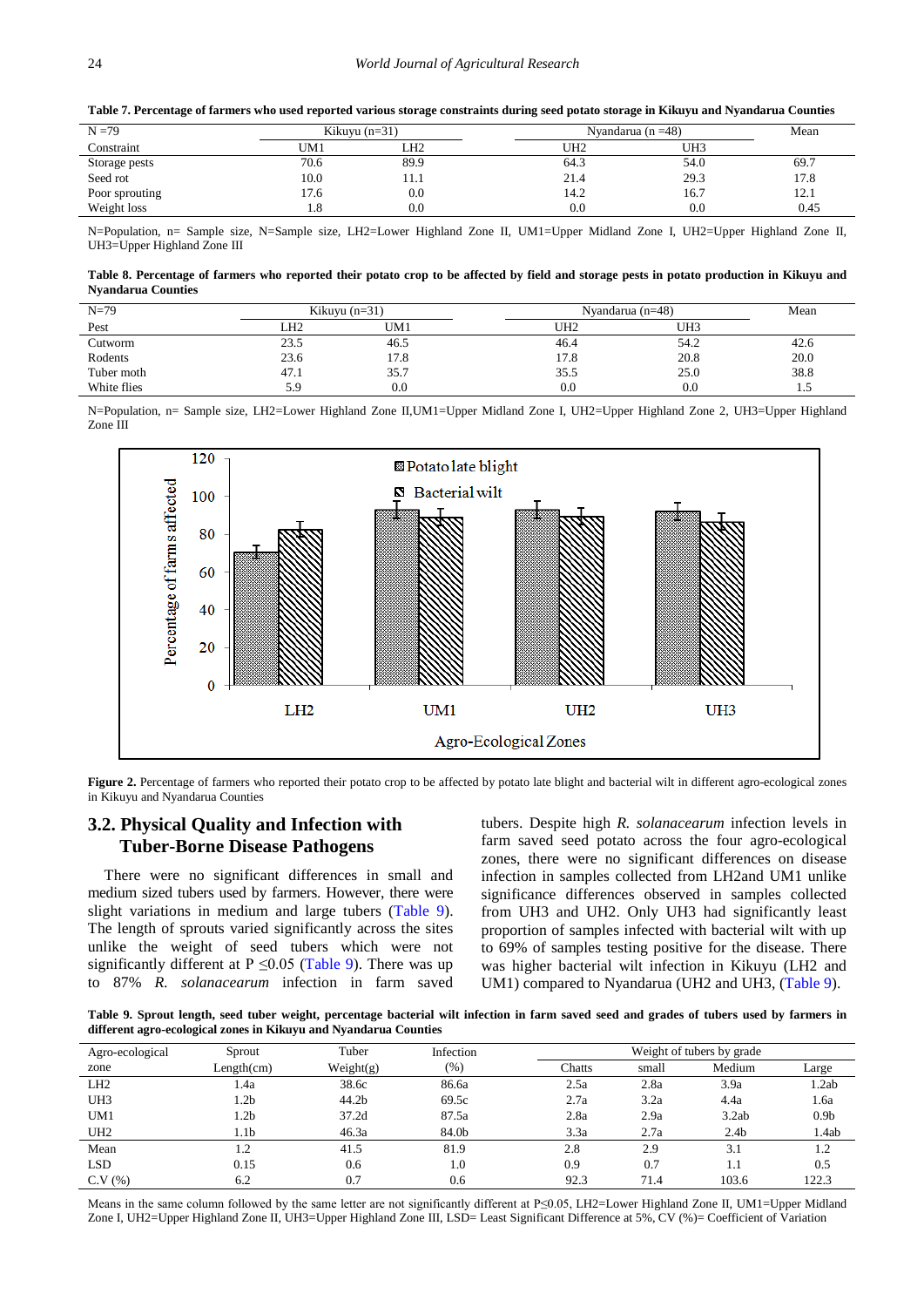**Table 7. Percentage of farmers who used reported various storage constraints during seed potato storage in Kikuyu and Nyandarua Counties**

| N =79 | Kikuyu (n=31) | | Nyandarua (n =48) | | Mean |
|---|---|---|---|---|---|
| Constraint | UM1 | LH2 | UH2 | UH3 | |
| Storage pests | 70.6 | 89.9 | 64.3 | 54.0 | 69.7 |
| Seed rot | 10.0 | 11.1 | 21.4 | 29.3 | 17.8 |
| Poor sprouting | 17.6 | 0.0 | 14.2 | 16.7 | 12.1 |
| Weight loss | 1.8 | 0.0 | 0.0 | 0.0 | 0.45 |

N=Population, n= Sample size, N=Sample size, LH2=Lower Highland Zone II, UM1=Upper Midland Zone I, UH2=Upper Highland Zone II, UH3=Upper Highland Zone III

**Table 8. Percentage of farmers who reported their potato crop to be affected by field and storage pests in potato production in Kikuyu and Nyandarua Counties**

| N=79 | Kikuyu (n=31) | | Nyandarua (n=48) | | Mean |
|---|---|---|---|---|---|
| Pest | LH2 | UM1 | UH2 | UH3 | |
| Cutworm | 23.5 | 46.5 | 46.4 | 54.2 | 42.6 |
| Rodents | 23.6 | 17.8 | 17.8 | 20.8 | 20.0 |
| Tuber moth | 47.1 | 35.7 | 35.5 | 25.0 | 38.8 |
| White flies | 5.9 | 0.0 | 0.0 | 0.0 | 1.5 |

N=Population, n= Sample size, LH2=Lower Highland Zone II,UM1=Upper Midland Zone I, UH2=Upper Highland Zone 2, UH3=Upper Highland Zone III

**Figure 2.** Percentage of farmers who reported their potato crop to be affected by potato late blight and bacterial wilt in different agro-ecological zones in Kikuyu and Nyandarua Counties

## 3.2. Physical Quality and Infection with Tuber-Borne Disease Pathogens

There were no significant differences in small and medium sized tubers used by farmers. However, there were slight variations in medium and large tubers (Table 9). The length of sprouts varied significantly across the sites unlike the weight of seed tubers which were not significantly different at P ≤0.05 (Table 9). There was up to 87% *R. solanacearum* infection in farm saved tubers. Despite high *R. solanacearum* infection levels in farm saved seed potato across the four agro-ecological zones, there were no significant differences on disease infection in samples collected from LH2and UM1 unlike significance differences observed in samples collected from UH3 and UH2. Only UH3 had significantly least proportion of samples infected with bacterial wilt with up to 69% of samples testing positive for the disease. There was higher bacterial wilt infection in Kikuyu (LH2 and UM1) compared to Nyandarua (UH2 and UH3, (Table 9).

**Table 9. Sprout length, seed tuber weight, percentage bacterial wilt infection in farm saved seed and grades of tubers used by farmers in different agro-ecological zones in Kikuyu and Nyandarua Counties**

| Agro-ecological zone | Sprout Length(cm) | Tuber Weight(g) | Infection (%) | Weight of tubers by grade | | | |
|---|---|---|---|---|---|---|---|
| | | | | Chatts | small | Medium | Large |
| LH2 | 1.4a | 38.6c | 86.6a | 2.5a | 2.8a | 3.9a | 1.2ab |
| UH3 | 1.2b | 44.2b | 69.5c | 2.7a | 3.2a | 4.4a | 1.6a |
| UM1 | 1.2b | 37.2d | 87.5a | 2.8a | 2.9a | 3.2ab | 0.9b |
| UH2 | 1.1b | 46.3a | 84.0b | 3.3a | 2.7a | 2.4b | 1.4ab |
| Mean | 1.2 | 41.5 | 81.9 | 2.8 | 2.9 | 3.1 | 1.2 |
| LSD | 0.15 | 0.6 | 1.0 | 0.9 | 0.7 | 1.1 | 0.5 |
| C.V (%) | 6.2 | 0.7 | 0.6 | 92.3 | 71.4 | 103.6 | 122.3 |

Means in the same column followed by the same letter are not significantly different at P≤0.05, LH2=Lower Highland Zone II, UM1=Upper Midland Zone I, UH2=Upper Highland Zone II, UH3=Upper Highland Zone III, LSD= Least Significant Difference at 5%, CV (%)= Coefficient of Variation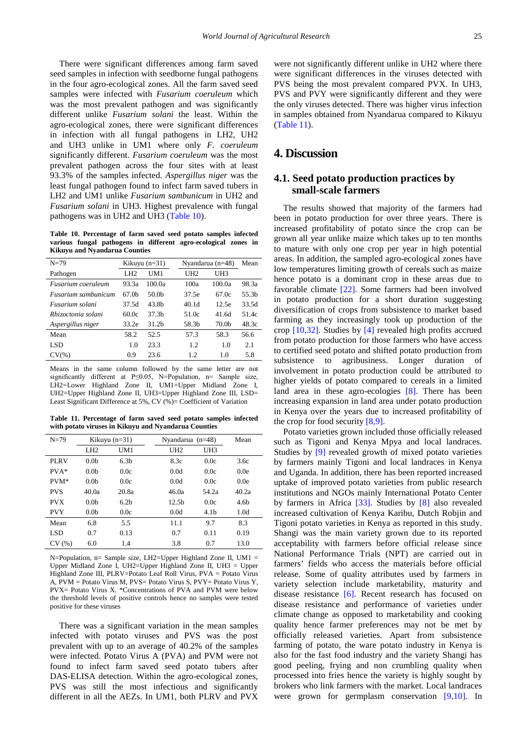There were significant differences among farm saved seed samples in infection with seedborne fungal pathogens in the four agro-ecological zones. All the farm saved seed samples were infected with *Fusarium coeruleum* which was the most prevalent pathogen and was significantly different unlike *Fusarium solani* the least. Within the agro-ecological zones, there were significant differences in infection with all fungal pathogens in LH2, UH2 and UH3 unlike in UM1 where only *F. coeruleum* significantly different. *Fusarium coeruleum* was the most prevalent pathogen across the four sites with at least 93.3% of the samples infected. *Aspergillus niger* was the least fungal pathogen found to infect farm saved tubers in LH2 and UM1 unlike *Fusarium sambunicum* in UH2 and *Fusarium solani* in UH3. Highest prevalence with fungal pathogens was in UH2 and UH3 (Table 10).

**Table 10. Percentage of farm saved seed potato samples infected various fungal pathogens in different agro-ecological zones in Kikuyu and Nyandarua Counties**

| N=79 | Kikuyu (n=31) | | Nyandarua (n=48) | | Mean |
|---|---|---|---|---|---|
| Pathogen | LH2 | UM1 | UH2 | UH3 | |
| *Fusarium coeruleum* | 93.3a | 100.0a | 100a | 100.0a | 98.3a |
| *Fusarium sambunicum* | 67.0b | 50.0b | 37.5e | 67.0c | 55.3b |
| *Fusarium solani* | 37.5d | 43.8b | 40.1d | 12.5e | 33.5d |
| *Rhizoctonia solani* | 60.0c | 37.3b | 51.0c | 41.6d | 51.4c |
| *Aspergillus niger* | 33.2e | 31.2b | 58.3b | 70.0b | 48.3c |
| Mean | 58.2 | 52.5 | 57.3 | 58.3 | 56.6 |
| LSD | 1.0 | 23.3 | 1.2 | 1.0 | 2.1 |
| CV(%) | 0.9 | 23.6 | 1.2 | 1.0 | 5.8 |

Means in the same column followed by the same letter are not significantly different at P≤0.05, N=Population, n= Sample size, LH2=Lower Highland Zone II, UM1=Upper Midland Zone I, UH2=Upper Highland Zone II, UH3=Upper Highland Zone III, LSD= Least Significant Difference at 5%, CV (%)= Coefficient of Variation

**Table 11. Percentage of farm saved seed potato samples infected with potato viruses in Kikuyu and Nyandarua Counties**

| N=79 | Kikuyu (n=31) | | Nyandarua (n=48) | | Mean |
|---|---|---|---|---|---|
| | LH2 | UM1 | UH2 | UH3 | |
| PLRV | 0.0b | 6.3b | 8.3c | 0.0c | 3.6c |
| PVA* | 0.0b | 0.0c | 0.0d | 0.0c | 0.0e |
| PVM* | 0.0b | 0.0c | 0.0d | 0.0c | 0.0e |
| PVS | 40.0a | 20.8a | 46.0a | 54.2a | 40.2a |
| PVX | 0.0b | 6.2b | 12.5b | 0.0c | 4.6b |
| PVY | 0.0b | 0.0c | 0.0d | 4.1b | 1.0d |
| Mean | 6.8 | 5.5 | 11.1 | 9.7 | 8.3 |
| LSD | 0.7 | 0.13 | 0.7 | 0.11 | 0.19 |
| CV (%) | 6.0 | 1.4 | 3.8 | 0.7 | 13.0 |

N=Population, n= Sample size, LH2=Upper Highland Zone II, UM1 = Upper Midland Zone I, UH2=Upper Highland Zone II, UH3 = Upper Highland Zone III, PLRV=Potato Leaf Roll Virus, PVA = Potato Virus A, PVM = Potato Virus M, PVS= Potato Virus S, PVY= Potato Virus Y, PVX= Potato Virus X. *Concentrations of PVA and PVM were below the threshold levels of positive controls hence no samples were tested positive for these viruses

There was a significant variation in the mean samples infected with potato viruses and PVS was the post prevalent with up to an average of 40.2% of the samples were infected. Potato Virus A (PVA) and PVM were not found to infect farm saved seed potato tubers after DAS-ELISA detection. Within the agro-ecological zones, PVS was still the most infectious and significantly different in all the AEZs. In UM1, both PLRV and PVX were not significantly different unlike in UH2 where there were significant differences in the viruses detected with PVS being the most prevalent compared PVX. In UH3, PVS and PVY were significantly different and they were the only viruses detected. There was higher virus infection in samples obtained from Nyandarua compared to Kikuyu (Table 11).

# 4. Discussion

## 4.1. Seed potato production practices by small-scale farmers

The results showed that majority of the farmers had been in potato production for over three years. There is increased profitability of potato since the crop can be grown all year unlike maize which takes up to ten months to mature with only one crop per year in high potential areas. In addition, the sampled agro-ecological zones have low temperatures limiting growth of cereals such as maize hence potato is a dominant crop in these areas due to favorable climate [22]. Some farmers had been involved in potato production for a short duration suggesting diversification of crops from subsistence to market based farming as they increasingly took up production of the crop [10,32]. Studies by [4] revealed high profits accrued from potato production for those farmers who have access to certified seed potato and shifted potato production from subsistence to agribusiness. Longer duration of involvement in potato production could be attributed to higher yields of potato compared to cereals in a limited land area in these agro-ecologies [8]. There has been increasing expansion in land area under potato production in Kenya over the years due to increased profitability of the crop for food security [8,9].

Potato varieties grown included those officially released such as Tigoni and Kenya Mpya and local landraces. Studies by [9] revealed growth of mixed potato varieties by farmers mainly Tigoni and local landraces in Kenya and Uganda. In addition, there has been reported increased uptake of improved potato varieties from public research institutions and NGOs mainly International Potato Center by farmers in Africa [33]. Studies by [8] also revealed increased cultivation of Kenya Karibu, Dutch Robjin and Tigoni potato varieties in Kenya as reported in this study. Shangi was the main variety grown due to its reported acceptability with farmers before official release since National Performance Trials (NPT) are carried out in farmers' fields who access the materials before official release. Some of quality attributes used by farmers in variety selection include marketability, maturity and disease resistance [6]. Recent research has focused on disease resistance and performance of varieties under climate change as opposed to marketability and cooking quality hence farmer preferences may not be met by officially released varieties. Apart from subsistence farming of potato, the ware potato industry in Kenya is also for the fast food industry and the variety Shangi has good peeling, frying and non crumbling quality when processed into fries hence the variety is highly sought by brokers who link farmers with the market. Local landraces were grown for germplasm conservation [9,10]. In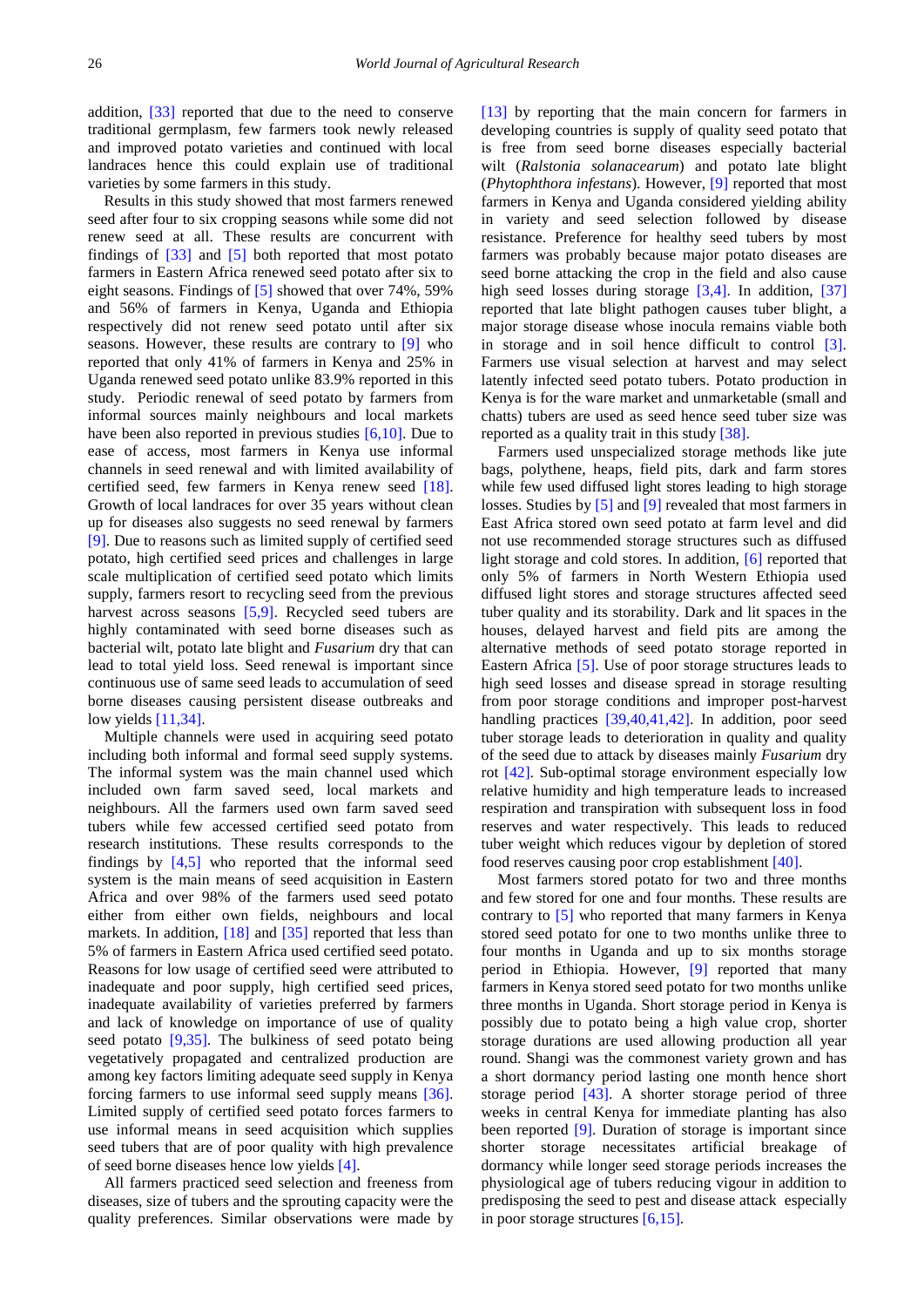addition, [33] reported that due to the need to conserve traditional germplasm, few farmers took newly released and improved potato varieties and continued with local landraces hence this could explain use of traditional varieties by some farmers in this study.

Results in this study showed that most farmers renewed seed after four to six cropping seasons while some did not renew seed at all. These results are concurrent with findings of [33] and [5] both reported that most potato farmers in Eastern Africa renewed seed potato after six to eight seasons. Findings of [5] showed that over 74%, 59% and 56% of farmers in Kenya, Uganda and Ethiopia respectively did not renew seed potato until after six seasons. However, these results are contrary to [9] who reported that only 41% of farmers in Kenya and 25% in Uganda renewed seed potato unlike 83.9% reported in this study. Periodic renewal of seed potato by farmers from informal sources mainly neighbours and local markets have been also reported in previous studies [6,10]. Due to ease of access, most farmers in Kenya use informal channels in seed renewal and with limited availability of certified seed, few farmers in Kenya renew seed [18]. Growth of local landraces for over 35 years without clean up for diseases also suggests no seed renewal by farmers [9]. Due to reasons such as limited supply of certified seed potato, high certified seed prices and challenges in large scale multiplication of certified seed potato which limits supply, farmers resort to recycling seed from the previous harvest across seasons [5,9]. Recycled seed tubers are highly contaminated with seed borne diseases such as bacterial wilt, potato late blight and *Fusarium* dry that can lead to total yield loss. Seed renewal is important since continuous use of same seed leads to accumulation of seed borne diseases causing persistent disease outbreaks and low yields [11,34].

Multiple channels were used in acquiring seed potato including both informal and formal seed supply systems. The informal system was the main channel used which included own farm saved seed, local markets and neighbours. All the farmers used own farm saved seed tubers while few accessed certified seed potato from research institutions. These results corresponds to the findings by [4,5] who reported that the informal seed system is the main means of seed acquisition in Eastern Africa and over 98% of the farmers used seed potato either from either own fields, neighbours and local markets. In addition, [18] and [35] reported that less than 5% of farmers in Eastern Africa used certified seed potato. Reasons for low usage of certified seed were attributed to inadequate and poor supply, high certified seed prices, inadequate availability of varieties preferred by farmers and lack of knowledge on importance of use of quality seed potato [9,35]. The bulkiness of seed potato being vegetatively propagated and centralized production are among key factors limiting adequate seed supply in Kenya forcing farmers to use informal seed supply means [36]. Limited supply of certified seed potato forces farmers to use informal means in seed acquisition which supplies seed tubers that are of poor quality with high prevalence of seed borne diseases hence low yields [4].

All farmers practiced seed selection and freeness from diseases, size of tubers and the sprouting capacity were the quality preferences. Similar observations were made by [13] by reporting that the main concern for farmers in developing countries is supply of quality seed potato that is free from seed borne diseases especially bacterial wilt (*Ralstonia solanacearum*) and potato late blight (*Phytophthora infestans*). However, [9] reported that most farmers in Kenya and Uganda considered yielding ability in variety and seed selection followed by disease resistance. Preference for healthy seed tubers by most farmers was probably because major potato diseases are seed borne attacking the crop in the field and also cause high seed losses during storage [3,4]. In addition, [37] reported that late blight pathogen causes tuber blight, a major storage disease whose inocula remains viable both in storage and in soil hence difficult to control [3]. Farmers use visual selection at harvest and may select latently infected seed potato tubers. Potato production in Kenya is for the ware market and unmarketable (small and chatts) tubers are used as seed hence seed tuber size was reported as a quality trait in this study [38].

Farmers used unspecialized storage methods like jute bags, polythene, heaps, field pits, dark and farm stores while few used diffused light stores leading to high storage losses. Studies by [5] and [9] revealed that most farmers in East Africa stored own seed potato at farm level and did not use recommended storage structures such as diffused light storage and cold stores. In addition, [6] reported that only 5% of farmers in North Western Ethiopia used diffused light stores and storage structures affected seed tuber quality and its storability. Dark and lit spaces in the houses, delayed harvest and field pits are among the alternative methods of seed potato storage reported in Eastern Africa [5]. Use of poor storage structures leads to high seed losses and disease spread in storage resulting from poor storage conditions and improper post-harvest handling practices [39,40,41,42]. In addition, poor seed tuber storage leads to deterioration in quality and quality of the seed due to attack by diseases mainly *Fusarium* dry rot [42]. Sub-optimal storage environment especially low relative humidity and high temperature leads to increased respiration and transpiration with subsequent loss in food reserves and water respectively. This leads to reduced tuber weight which reduces vigour by depletion of stored food reserves causing poor crop establishment [40].

Most farmers stored potato for two and three months and few stored for one and four months. These results are contrary to [5] who reported that many farmers in Kenya stored seed potato for one to two months unlike three to four months in Uganda and up to six months storage period in Ethiopia. However, [9] reported that many farmers in Kenya stored seed potato for two months unlike three months in Uganda. Short storage period in Kenya is possibly due to potato being a high value crop, shorter storage durations are used allowing production all year round. Shangi was the commonest variety grown and has a short dormancy period lasting one month hence short storage period [43]. A shorter storage period of three weeks in central Kenya for immediate planting has also been reported [9]. Duration of storage is important since shorter storage necessitates artificial breakage of dormancy while longer seed storage periods increases the physiological age of tubers reducing vigour in addition to predisposing the seed to pest and disease attack especially in poor storage structures [6,15].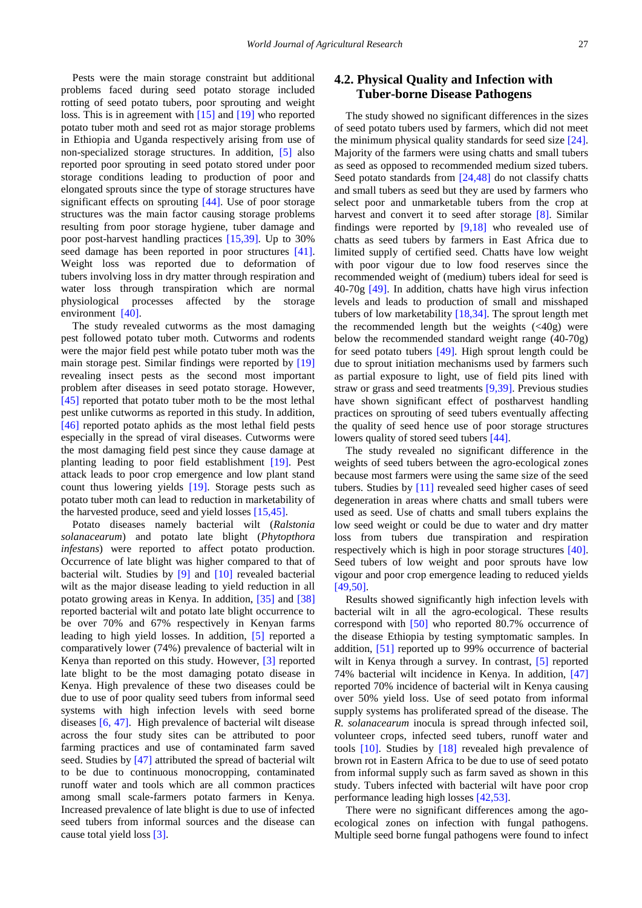Pests were the main storage constraint but additional problems faced during seed potato storage included rotting of seed potato tubers, poor sprouting and weight loss. This is in agreement with [15] and [19] who reported potato tuber moth and seed rot as major storage problems in Ethiopia and Uganda respectively arising from use of non-specialized storage structures. In addition, [5] also reported poor sprouting in seed potato stored under poor storage conditions leading to production of poor and elongated sprouts since the type of storage structures have significant effects on sprouting [44]. Use of poor storage structures was the main factor causing storage problems resulting from poor storage hygiene, tuber damage and poor post-harvest handling practices [15,39]. Up to 30% seed damage has been reported in poor structures [41]. Weight loss was reported due to deformation of tubers involving loss in dry matter through respiration and water loss through transpiration which are normal physiological processes affected by the storage environment [40].

The study revealed cutworms as the most damaging pest followed potato tuber moth. Cutworms and rodents were the major field pest while potato tuber moth was the main storage pest. Similar findings were reported by [19] revealing insect pests as the second most important problem after diseases in seed potato storage. However, [45] reported that potato tuber moth to be the most lethal pest unlike cutworms as reported in this study. In addition, [46] reported potato aphids as the most lethal field pests especially in the spread of viral diseases. Cutworms were the most damaging field pest since they cause damage at planting leading to poor field establishment [19]. Pest attack leads to poor crop emergence and low plant stand count thus lowering yields [19]. Storage pests such as potato tuber moth can lead to reduction in marketability of the harvested produce, seed and yield losses [15,45].

Potato diseases namely bacterial wilt (*Ralstonia solanacearum*) and potato late blight (*Phytopthora infestans*) were reported to affect potato production. Occurrence of late blight was higher compared to that of bacterial wilt. Studies by [9] and [10] revealed bacterial wilt as the major disease leading to yield reduction in all potato growing areas in Kenya. In addition, [35] and [38] reported bacterial wilt and potato late blight occurrence to be over 70% and 67% respectively in Kenyan farms leading to high yield losses. In addition, [5] reported a comparatively lower (74%) prevalence of bacterial wilt in Kenya than reported on this study. However, [3] reported late blight to be the most damaging potato disease in Kenya. High prevalence of these two diseases could be due to use of poor quality seed tubers from informal seed systems with high infection levels with seed borne diseases [6, 47]. High prevalence of bacterial wilt disease across the four study sites can be attributed to poor farming practices and use of contaminated farm saved seed. Studies by [47] attributed the spread of bacterial wilt to be due to continuous monocropping, contaminated runoff water and tools which are all common practices among small scale-farmers potato farmers in Kenya. Increased prevalence of late blight is due to use of infected seed tubers from informal sources and the disease can cause total yield loss [3].

## 4.2. Physical Quality and Infection with Tuber-borne Disease Pathogens

The study showed no significant differences in the sizes of seed potato tubers used by farmers, which did not meet the minimum physical quality standards for seed size [24]. Majority of the farmers were using chatts and small tubers as seed as opposed to recommended medium sized tubers. Seed potato standards from [24,48] do not classify chatts and small tubers as seed but they are used by farmers who select poor and unmarketable tubers from the crop at harvest and convert it to seed after storage [8]. Similar findings were reported by [9,18] who revealed use of chatts as seed tubers by farmers in East Africa due to limited supply of certified seed. Chatts have low weight with poor vigour due to low food reserves since the recommended weight of (medium) tubers ideal for seed is 40-70g [49]. In addition, chatts have high virus infection levels and leads to production of small and misshaped tubers of low marketability [18,34]. The sprout length met the recommended length but the weights (<40g) were below the recommended standard weight range (40-70g) for seed potato tubers [49]. High sprout length could be due to sprout initiation mechanisms used by farmers such as partial exposure to light, use of field pits lined with straw or grass and seed treatments [9,39]. Previous studies have shown significant effect of postharvest handling practices on sprouting of seed tubers eventually affecting the quality of seed hence use of poor storage structures lowers quality of stored seed tubers [44].

The study revealed no significant difference in the weights of seed tubers between the agro-ecological zones because most farmers were using the same size of the seed tubers. Studies by [11] revealed seed higher cases of seed degeneration in areas where chatts and small tubers were used as seed. Use of chatts and small tubers explains the low seed weight or could be due to water and dry matter loss from tubers due transpiration and respiration respectively which is high in poor storage structures [40]. Seed tubers of low weight and poor sprouts have low vigour and poor crop emergence leading to reduced yields [49,50].

Results showed significantly high infection levels with bacterial wilt in all the agro-ecological. These results correspond with [50] who reported 80.7% occurrence of the disease Ethiopia by testing symptomatic samples. In addition, [51] reported up to 99% occurrence of bacterial wilt in Kenya through a survey. In contrast, [5] reported 74% bacterial wilt incidence in Kenya. In addition, [47] reported 70% incidence of bacterial wilt in Kenya causing over 50% yield loss. Use of seed potato from informal supply systems has proliferated spread of the disease. The *R. solanacearum* inocula is spread through infected soil, volunteer crops, infected seed tubers, runoff water and tools [10]. Studies by [18] revealed high prevalence of brown rot in Eastern Africa to be due to use of seed potato from informal supply such as farm saved as shown in this study. Tubers infected with bacterial wilt have poor crop performance leading high losses [42,53].

There were no significant differences among the ago-ecological zones on infection with fungal pathogens. Multiple seed borne fungal pathogens were found to infect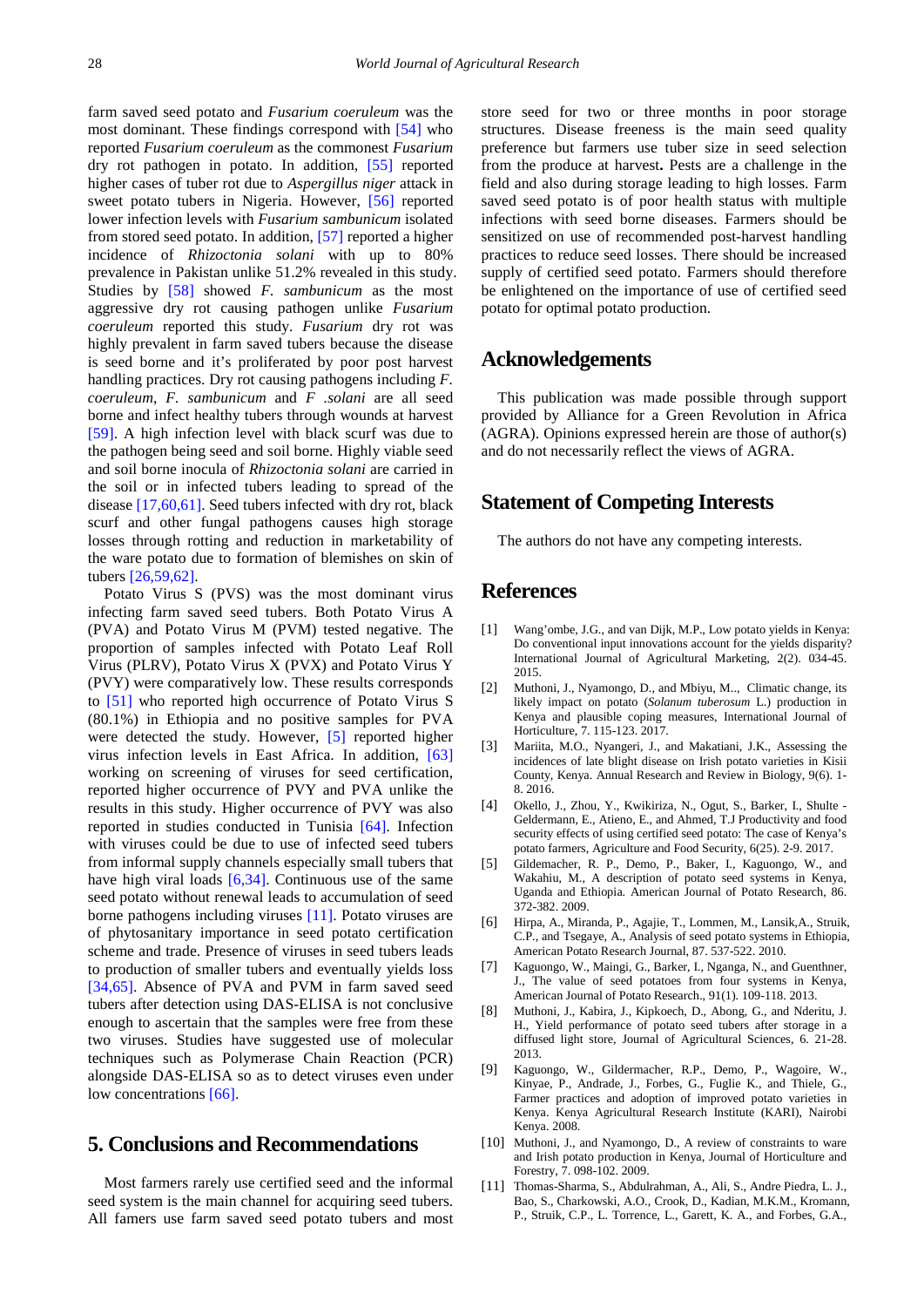farm saved seed potato and *Fusarium coeruleum* was the most dominant. These findings correspond with [54] who reported *Fusarium coeruleum* as the commonest *Fusarium* dry rot pathogen in potato. In addition, [55] reported higher cases of tuber rot due to *Aspergillus niger* attack in sweet potato tubers in Nigeria. However, [56] reported lower infection levels with *Fusarium sambunicum* isolated from stored seed potato. In addition, [57] reported a higher incidence of *Rhizoctonia solani* with up to 80% prevalence in Pakistan unlike 51.2% revealed in this study. Studies by [58] showed *F. sambunicum* as the most aggressive dry rot causing pathogen unlike *Fusarium coeruleum* reported this study. *Fusarium* dry rot was highly prevalent in farm saved tubers because the disease is seed borne and it's proliferated by poor post harvest handling practices. Dry rot causing pathogens including *F. coeruleum*, *F. sambunicum* and *F .solani* are all seed borne and infect healthy tubers through wounds at harvest [59]. A high infection level with black scurf was due to the pathogen being seed and soil borne. Highly viable seed and soil borne inocula of *Rhizoctonia solani* are carried in the soil or in infected tubers leading to spread of the disease [17,60,61]. Seed tubers infected with dry rot, black scurf and other fungal pathogens causes high storage losses through rotting and reduction in marketability of the ware potato due to formation of blemishes on skin of tubers [26,59,62].

Potato Virus S (PVS) was the most dominant virus infecting farm saved seed tubers. Both Potato Virus A (PVA) and Potato Virus M (PVM) tested negative. The proportion of samples infected with Potato Leaf Roll Virus (PLRV), Potato Virus X (PVX) and Potato Virus Y (PVY) were comparatively low. These results corresponds to [51] who reported high occurrence of Potato Virus S (80.1%) in Ethiopia and no positive samples for PVA were detected the study. However, [5] reported higher virus infection levels in East Africa. In addition, [63] working on screening of viruses for seed certification, reported higher occurrence of PVY and PVA unlike the results in this study. Higher occurrence of PVY was also reported in studies conducted in Tunisia [64]. Infection with viruses could be due to use of infected seed tubers from informal supply channels especially small tubers that have high viral loads [6,34]. Continuous use of the same seed potato without renewal leads to accumulation of seed borne pathogens including viruses [11]. Potato viruses are of phytosanitary importance in seed potato certification scheme and trade. Presence of viruses in seed tubers leads to production of smaller tubers and eventually yields loss [34,65]. Absence of PVA and PVM in farm saved seed tubers after detection using DAS-ELISA is not conclusive enough to ascertain that the samples were free from these two viruses. Studies have suggested use of molecular techniques such as Polymerase Chain Reaction (PCR) alongside DAS-ELISA so as to detect viruses even under low concentrations [66].

## 5. Conclusions and Recommendations

Most farmers rarely use certified seed and the informal seed system is the main channel for acquiring seed tubers. All famers use farm saved seed potato tubers and most store seed for two or three months in poor storage structures. Disease freeness is the main seed quality preference but farmers use tuber size in seed selection from the produce at harvest**.** Pests are a challenge in the field and also during storage leading to high losses. Farm saved seed potato is of poor health status with multiple infections with seed borne diseases. Farmers should be sensitized on use of recommended post-harvest handling practices to reduce seed losses. There should be increased supply of certified seed potato. Farmers should therefore be enlightened on the importance of use of certified seed potato for optimal potato production.

## Acknowledgements

This publication was made possible through support provided by Alliance for a Green Revolution in Africa (AGRA). Opinions expressed herein are those of author(s) and do not necessarily reflect the views of AGRA.

## Statement of Competing Interests

The authors do not have any competing interests.

## References

[1] Wang'ombe, J.G., and van Dijk, M.P., Low potato yields in Kenya: Do conventional input innovations account for the yields disparity? International Journal of Agricultural Marketing, 2(2). 034-45. 2015.

[2] Muthoni, J., Nyamongo, D., and Mbiyu, M.., Climatic change, its likely impact on potato (*Solanum tuberosum* L.) production in Kenya and plausible coping measures, International Journal of Horticulture, 7. 115-123. 2017.

[3] Mariita, M.O., Nyangeri, J., and Makatiani, J.K., Assessing the incidences of late blight disease on Irish potato varieties in Kisii County, Kenya. Annual Research and Review in Biology, 9(6). 1-8. 2016.

[4] Okello, J., Zhou, Y., Kwikiriza, N., Ogut, S., Barker, I., Shulte - Geldermann, E., Atieno, E., and Ahmed, T.J Productivity and food security effects of using certified seed potato: The case of Kenya's potato farmers, Agriculture and Food Security, 6(25). 2-9. 2017.

[5] Gildemacher, R. P., Demo, P., Baker, I., Kaguongo, W., and Wakahiu, M., A description of potato seed systems in Kenya, Uganda and Ethiopia. American Journal of Potato Research, 86. 372-382. 2009.

[6] Hirpa, A., Miranda, P., Agajie, T., Lommen, M., Lansik,A., Struik, C.P., and Tsegaye, A., Analysis of seed potato systems in Ethiopia, American Potato Research Journal, 87. 537-522. 2010.

[7] Kaguongo, W., Maingi, G., Barker, I., Nganga, N., and Guenthner, J., The value of seed potatoes from four systems in Kenya, American Journal of Potato Research., 91(1). 109-118. 2013.

[8] Muthoni, J., Kabira, J., Kipkoech, D., Abong, G., and Nderitu, J. H., Yield performance of potato seed tubers after storage in a diffused light store, Journal of Agricultural Sciences, 6. 21-28. 2013.

[9] Kaguongo, W., Gildermacher, R.P., Demo, P., Wagoire, W., Kinyae, P., Andrade, J., Forbes, G., Fuglie K., and Thiele, G., Farmer practices and adoption of improved potato varieties in Kenya. Kenya Agricultural Research Institute (KARI), Nairobi Kenya. 2008.

[10] Muthoni, J., and Nyamongo, D., A review of constraints to ware and Irish potato production in Kenya, Journal of Horticulture and Forestry, 7. 098-102. 2009.

[11] Thomas-Sharma, S., Abdulrahman, A., Ali, S., Andre Piedra, L. J., Bao, S., Charkowski, A.O., Crook, D., Kadian, M.K.M., Kromann, P., Struik, C.P., L. Torrence, L., Garett, K. A., and Forbes, G.A.,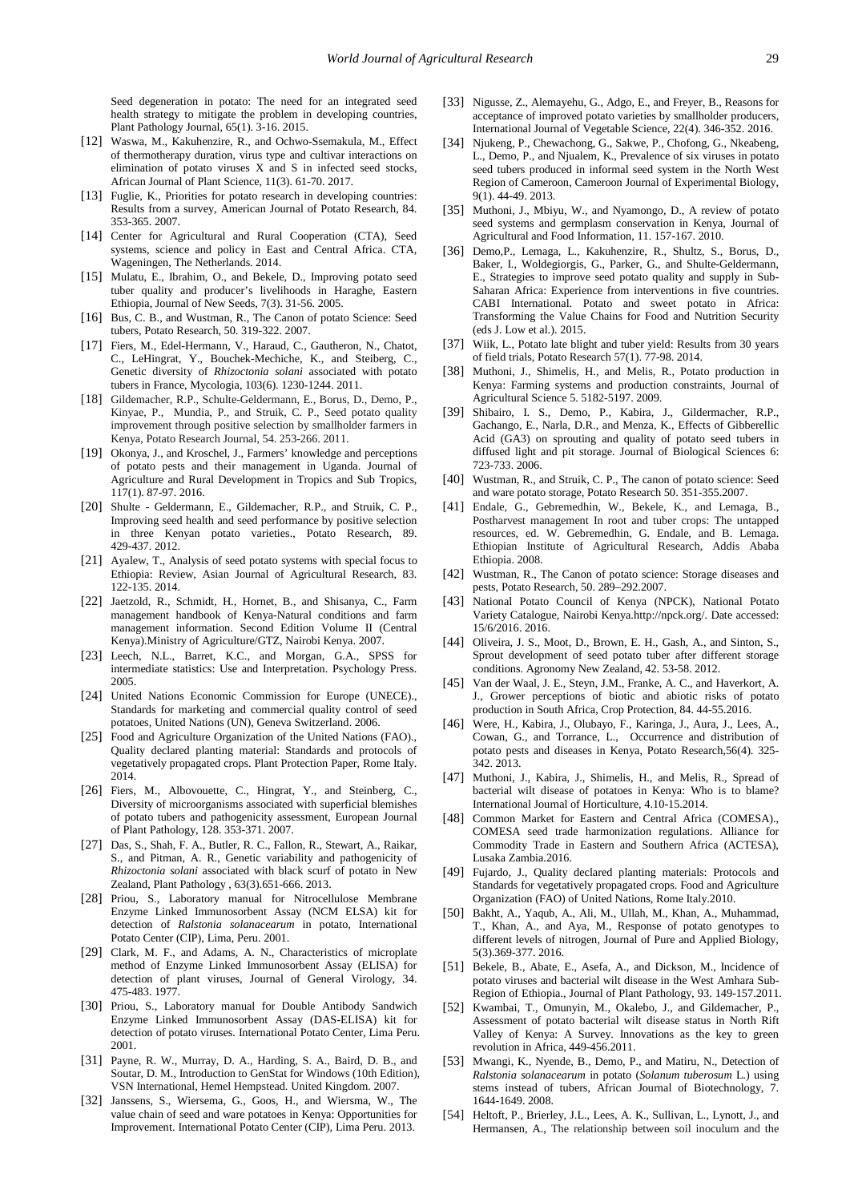Seed degeneration in potato: The need for an integrated seed health strategy to mitigate the problem in developing countries, Plant Pathology Journal, 65(1). 3-16. 2015.

[12] Waswa, M., Kakuhenzire, R., and Ochwo-Ssemakula, M., Effect of thermotherapy duration, virus type and cultivar interactions on elimination of potato viruses X and S in infected seed stocks, African Journal of Plant Science, 11(3). 61-70. 2017.

[13] Fuglie, K., Priorities for potato research in developing countries: Results from a survey, American Journal of Potato Research, 84. 353-365. 2007.

[14] Center for Agricultural and Rural Cooperation (CTA), Seed systems, science and policy in East and Central Africa. CTA, Wageningen, The Netherlands. 2014.

[15] Mulatu, E., Ibrahim, O., and Bekele, D., Improving potato seed tuber quality and producer's livelihoods in Haraghe, Eastern Ethiopia, Journal of New Seeds, 7(3). 31-56. 2005.

[16] Bus, C. B., and Wustman, R., The Canon of potato Science: Seed tubers, Potato Research, 50. 319-322. 2007.

[17] Fiers, M., Edel-Hermann, V., Haraud, C., Gautheron, N., Chatot, C., LeHingrat, Y., Bouchek-Mechiche, K., and Steiberg, C., Genetic diversity of *Rhizoctonia solani* associated with potato tubers in France, Mycologia, 103(6). 1230-1244. 2011.

[18] Gildemacher, R.P., Schulte-Geldermann, E., Borus, D., Demo, P., Kinyae, P., Mundia, P., and Struik, C. P., Seed potato quality improvement through positive selection by smallholder farmers in Kenya, Potato Research Journal, 54. 253-266. 2011.

[19] Okonya, J., and Kroschel, J., Farmers' knowledge and perceptions of potato pests and their management in Uganda. Journal of Agriculture and Rural Development in Tropics and Sub Tropics, 117(1). 87-97. 2016.

[20] Shulte - Geldermann, E., Gildemacher, R.P., and Struik, C. P., Improving seed health and seed performance by positive selection in three Kenyan potato varieties., Potato Research, 89. 429-437. 2012.

[21] Ayalew, T., Analysis of seed potato systems with special focus to Ethiopia: Review, Asian Journal of Agricultural Research, 83. 122-135. 2014.

[22] Jaetzold, R., Schmidt, H., Hornet, B., and Shisanya, C., Farm management handbook of Kenya-Natural conditions and farm management information. Second Edition Volume II (Central Kenya).Ministry of Agriculture/GTZ, Nairobi Kenya. 2007.

[23] Leech, N.L., Barret, K.C., and Morgan, G.A., SPSS for intermediate statistics: Use and Interpretation. Psychology Press. 2005.

[24] United Nations Economic Commission for Europe (UNECE)., Standards for marketing and commercial quality control of seed potatoes, United Nations (UN), Geneva Switzerland. 2006.

[25] Food and Agriculture Organization of the United Nations (FAO)., Quality declared planting material: Standards and protocols of vegetatively propagated crops. Plant Protection Paper, Rome Italy. 2014.

[26] Fiers, M., Albovouette, C., Hingrat, Y., and Steinberg, C., Diversity of microorganisms associated with superficial blemishes of potato tubers and pathogenicity assessment, European Journal of Plant Pathology, 128. 353-371. 2007.

[27] Das, S., Shah, F. A., Butler, R. C., Fallon, R., Stewart, A., Raikar, S., and Pitman, A. R., Genetic variability and pathogenicity of *Rhizoctonia solani* associated with black scurf of potato in New Zealand, Plant Pathology , 63(3).651-666. 2013.

[28] Priou, S., Laboratory manual for Nitrocellulose Membrane Enzyme Linked Immunosorbent Assay (NCM ELSA) kit for detection of *Ralstonia solanacearum* in potato, International Potato Center (CIP), Lima, Peru. 2001.

[29] Clark, M. F., and Adams, A. N., Characteristics of microplate method of Enzyme Linked Immunosorbent Assay (ELISA) for detection of plant viruses, Journal of General Virology, 34. 475-483. 1977.

[30] Priou, S., Laboratory manual for Double Antibody Sandwich Enzyme Linked Immunosorbent Assay (DAS-ELISA) kit for detection of potato viruses. International Potato Center, Lima Peru. 2001.

[31] Payne, R. W., Murray, D. A., Harding, S. A., Baird, D. B., and Soutar, D. M., Introduction to GenStat for Windows (10th Edition), VSN International, Hemel Hempstead. United Kingdom. 2007.

[32] Janssens, S., Wiersema, G., Goos, H., and Wiersma, W., The value chain of seed and ware potatoes in Kenya: Opportunities for Improvement. International Potato Center (CIP), Lima Peru. 2013.

[33] Nigusse, Z., Alemayehu, G., Adgo, E., and Freyer, B., Reasons for acceptance of improved potato varieties by smallholder producers, International Journal of Vegetable Science, 22(4). 346-352. 2016.

[34] Njukeng, P., Chewachong, G., Sakwe, P., Chofong, G., Nkeabeng, L., Demo, P., and Njualem, K., Prevalence of six viruses in potato seed tubers produced in informal seed system in the North West Region of Cameroon, Cameroon Journal of Experimental Biology, 9(1). 44-49. 2013.

[35] Muthoni, J., Mbiyu, W., and Nyamongo, D., A review of potato seed systems and germplasm conservation in Kenya, Journal of Agricultural and Food Information, 11. 157-167. 2010.

[36] Demo,P., Lemaga, L., Kakuhenzire, R., Shultz, S., Borus, D., Baker, I., Woldegiorgis, G., Parker, G., and Shulte-Geldermann, E., Strategies to improve seed potato quality and supply in Sub-Saharan Africa: Experience from interventions in five countries. CABI International. Potato and sweet potato in Africa: Transforming the Value Chains for Food and Nutrition Security (eds J. Low et al.). 2015.

[37] Wiik, L., Potato late blight and tuber yield: Results from 30 years of field trials, Potato Research 57(1). 77-98. 2014.

[38] Muthoni, J., Shimelis, H., and Melis, R., Potato production in Kenya: Farming systems and production constraints, Journal of Agricultural Science 5. 5182-5197. 2009.

[39] Shibairo, I. S., Demo, P., Kabira, J., Gildermacher, R.P., Gachango, E., Narla, D.R., and Menza, K., Effects of Gibberellic Acid (GA3) on sprouting and quality of potato seed tubers in diffused light and pit storage. Journal of Biological Sciences 6: 723-733. 2006.

[40] Wustman, R., and Struik, C. P., The canon of potato science: Seed and ware potato storage, Potato Research 50. 351-355.2007.

[41] Endale, G., Gebremedhin, W., Bekele, K., and Lemaga, B., Postharvest management In root and tuber crops: The untapped resources, ed. W. Gebremedhin, G. Endale, and B. Lemaga. Ethiopian Institute of Agricultural Research, Addis Ababa Ethiopia. 2008.

[42] Wustman, R., The Canon of potato science: Storage diseases and pests, Potato Research, 50. 289–292.2007.

[43] National Potato Council of Kenya (NPCK), National Potato Variety Catalogue, Nairobi Kenya.http://npck.org/. Date accessed: 15/6/2016. 2016.

[44] Oliveira, J. S., Moot, D., Brown, E. H., Gash, A., and Sinton, S., Sprout development of seed potato tuber after different storage conditions. Agronomy New Zealand, 42. 53-58. 2012.

[45] Van der Waal, J. E., Steyn, J.M., Franke, A. C., and Haverkort, A. J., Grower perceptions of biotic and abiotic risks of potato production in South Africa, Crop Protection, 84. 44-55.2016.

[46] Were, H., Kabira, J., Olubayo, F., Karinga, J., Aura, J., Lees, A., Cowan, G., and Torrance, L., Occurrence and distribution of potato pests and diseases in Kenya, Potato Research,56(4). 325-342. 2013.

[47] Muthoni, J., Kabira, J., Shimelis, H., and Melis, R., Spread of bacterial wilt disease of potatoes in Kenya: Who is to blame? International Journal of Horticulture, 4.10-15.2014.

[48] Common Market for Eastern and Central Africa (COMESA)., COMESA seed trade harmonization regulations. Alliance for Commodity Trade in Eastern and Southern Africa (ACTESA), Lusaka Zambia.2016.

[49] Fujardo, J., Quality declared planting materials: Protocols and Standards for vegetatively propagated crops. Food and Agriculture Organization (FAO) of United Nations, Rome Italy.2010.

[50] Bakht, A., Yaqub, A., Ali, M., Ullah, M., Khan, A., Muhammad, T., Khan, A., and Aya, M., Response of potato genotypes to different levels of nitrogen, Journal of Pure and Applied Biology, 5(3).369-377. 2016.

[51] Bekele, B., Abate, E., Asefa, A., and Dickson, M., Incidence of potato viruses and bacterial wilt disease in the West Amhara Sub-Region of Ethiopia., Journal of Plant Pathology, 93. 149-157.2011.

[52] Kwambai, T., Omunyin, M., Okalebo, J., and Gildemacher, P., Assessment of potato bacterial wilt disease status in North Rift Valley of Kenya: A Survey. Innovations as the key to green revolution in Africa, 449-456.2011.

[53] Mwangi, K., Nyende, B., Demo, P., and Matiru, N., Detection of *Ralstonia solanacearum* in potato (*Solanum tuberosum* L.) using stems instead of tubers, African Journal of Biotechnology, 7. 1644-1649. 2008.

[54] Heltoft, P., Brierley, J.L., Lees, A. K., Sullivan, L., Lynott, J., and Hermansen, A., The relationship between soil inoculum and the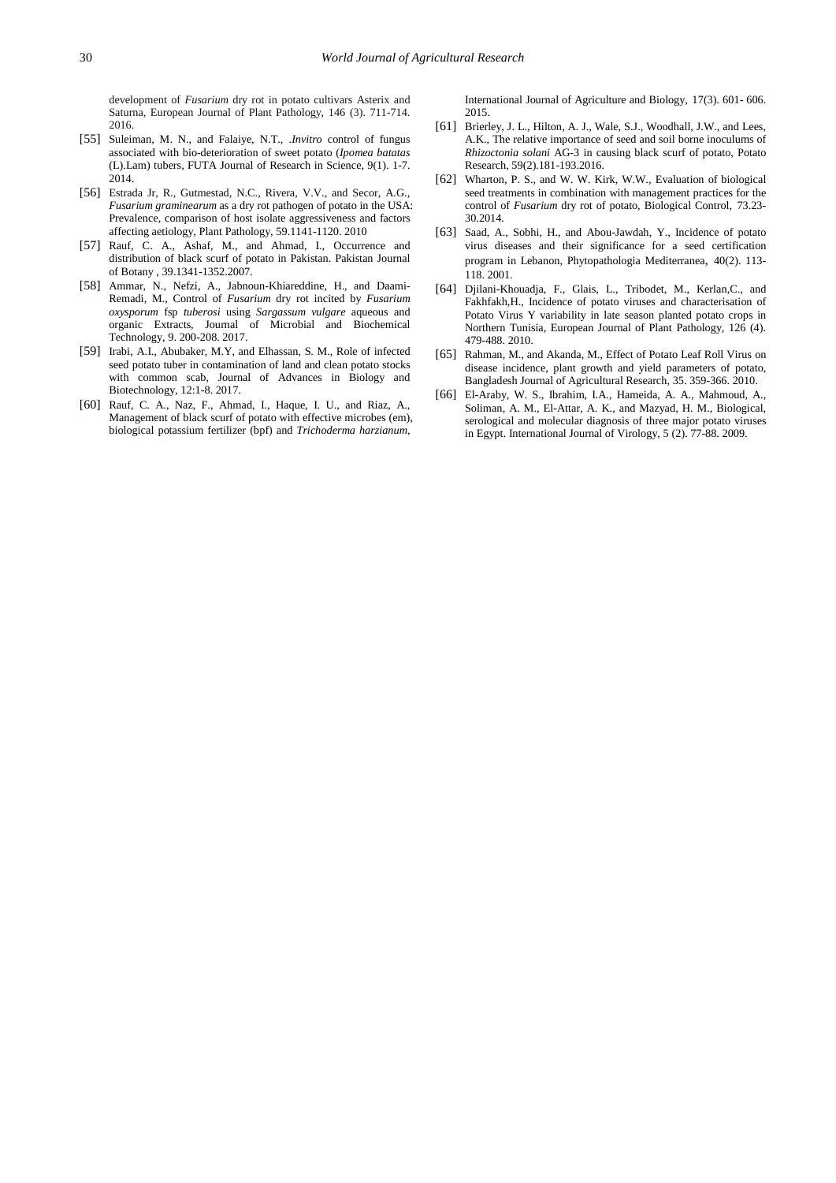development of *Fusarium* dry rot in potato cultivars Asterix and Saturna, European Journal of Plant Pathology, 146 (3). 711-714. 2016.

[55] Suleiman, M. N., and Falaiye, N.T., .*Invitro* control of fungus associated with bio-deterioration of sweet potato (*Ipomea batatas* (L).Lam) tubers, FUTA Journal of Research in Science, 9(1). 1-7. 2014.

[56] Estrada Jr, R., Gutmestad, N.C., Rivera, V.V., and Secor, A.G., *Fusarium graminearum* as a dry rot pathogen of potato in the USA: Prevalence, comparison of host isolate aggressiveness and factors affecting aetiology, Plant Pathology, 59.1141-1120. 2010

[57] Rauf, C. A., Ashaf, M., and Ahmad, I., Occurrence and distribution of black scurf of potato in Pakistan. Pakistan Journal of Botany , 39.1341-1352.2007.

[58] Ammar, N., Nefzi, A., Jabnoun-Khiareddine, H., and Daami-Remadi, M., Control of *Fusarium* dry rot incited by *Fusarium oxysporum* fsp *tuberosi* using *Sargassum vulgare* aqueous and organic Extracts, Journal of Microbial and Biochemical Technology, 9. 200-208. 2017.

[59] Irabi, A.I., Abubaker, M.Y, and Elhassan, S. M., Role of infected seed potato tuber in contamination of land and clean potato stocks with common scab, Journal of Advances in Biology and Biotechnology, 12:1-8. 2017.

[60] Rauf, C. A., Naz, F., Ahmad, I., Haque, I. U., and Riaz, A., Management of black scurf of potato with effective microbes (em), biological potassium fertilizer (bpf) and *Trichoderma harzianum*, International Journal of Agriculture and Biology, 17(3). 601- 606. 2015.

[61] Brierley, J. L., Hilton, A. J., Wale, S.J., Woodhall, J.W., and Lees, A.K., The relative importance of seed and soil borne inoculums of *Rhizoctonia solani* AG-3 in causing black scurf of potato, Potato Research, 59(2).181-193.2016.

[62] Wharton, P. S., and W. W. Kirk, W.W., Evaluation of biological seed treatments in combination with management practices for the control of *Fusarium* dry rot of potato, Biological Control, 73.23-30.2014.

[63] Saad, A., Sobhi, H., and Abou-Jawdah, Y., Incidence of potato virus diseases and their significance for a seed certification program in Lebanon, Phytopathologia Mediterranea, 40(2). 113-118. 2001.

[64] Djilani-Khouadja, F., Glais, L., Tribodet, M., Kerlan,C., and Fakhfakh,H., Incidence of potato viruses and characterisation of Potato Virus Y variability in late season planted potato crops in Northern Tunisia, European Journal of Plant Pathology, 126 (4). 479-488. 2010.

[65] Rahman, M., and Akanda, M., Effect of Potato Leaf Roll Virus on disease incidence, plant growth and yield parameters of potato, Bangladesh Journal of Agricultural Research, 35. 359-366. 2010.

[66] El-Araby, W. S., Ibrahim, I.A., Hameida, A. A., Mahmoud, A., Soliman, A. M., El-Attar, A. K., and Mazyad, H. M., Biological, serological and molecular diagnosis of three major potato viruses in Egypt. International Journal of Virology, 5 (2). 77-88. 2009.